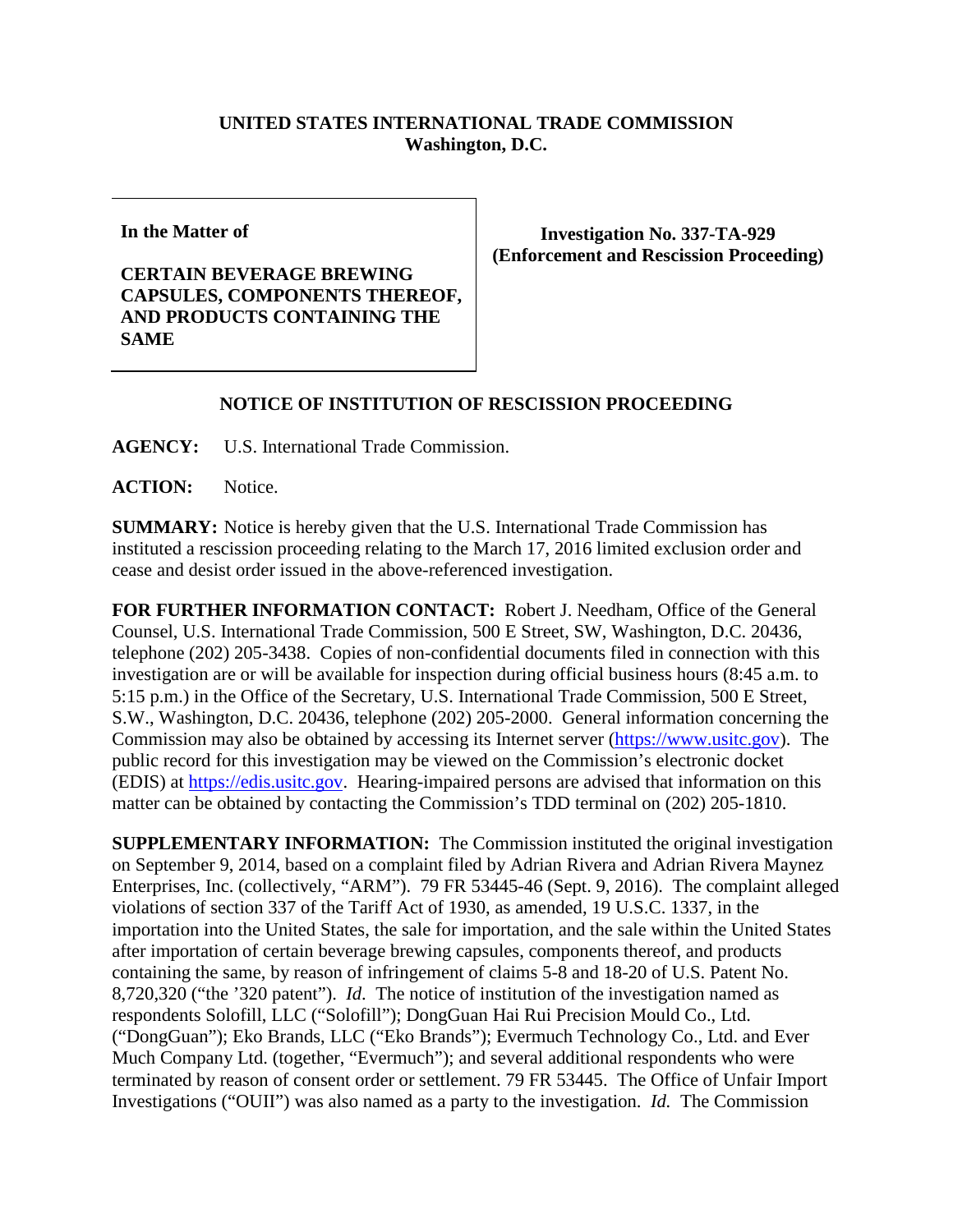**UNITED STATES INTERNATIONAL TRADE COMMISSION**
**Washington, D.C.**

| In the Matter of<br><br>**CERTAIN BEVERAGE BREWING CAPSULES, COMPONENTS THEREOF, AND PRODUCTS CONTAINING THE SAME** | **Investigation No. 337-TA-929**<br>**(Enforcement and Rescission Proceeding)** |
| --- | --- |

**NOTICE OF INSTITUTION OF RESCISSION PROCEEDING**

**AGENCY:** U.S. International Trade Commission.

**ACTION:** Notice.

**SUMMARY:** Notice is hereby given that the U.S. International Trade Commission has instituted a rescission proceeding relating to the March 17, 2016 limited exclusion order and cease and desist order issued in the above-referenced investigation.

**FOR FURTHER INFORMATION CONTACT:** Robert J. Needham, Office of the General Counsel, U.S. International Trade Commission, 500 E Street, SW, Washington, D.C. 20436, telephone (202) 205-3438. Copies of non-confidential documents filed in connection with this investigation are or will be available for inspection during official business hours (8:45 a.m. to 5:15 p.m.) in the Office of the Secretary, U.S. International Trade Commission, 500 E Street, S.W., Washington, D.C. 20436, telephone (202) 205-2000. General information concerning the Commission may also be obtained by accessing its Internet server (https://www.usitc.gov). The public record for this investigation may be viewed on the Commission's electronic docket (EDIS) at https://edis.usitc.gov. Hearing-impaired persons are advised that information on this matter can be obtained by contacting the Commission's TDD terminal on (202) 205-1810.

**SUPPLEMENTARY INFORMATION:** The Commission instituted the original investigation on September 9, 2014, based on a complaint filed by Adrian Rivera and Adrian Rivera Maynez Enterprises, Inc. (collectively, "ARM"). 79 FR 53445-46 (Sept. 9, 2016). The complaint alleged violations of section 337 of the Tariff Act of 1930, as amended, 19 U.S.C. 1337, in the importation into the United States, the sale for importation, and the sale within the United States after importation of certain beverage brewing capsules, components thereof, and products containing the same, by reason of infringement of claims 5-8 and 18-20 of U.S. Patent No. 8,720,320 ("the '320 patent"). *Id.* The notice of institution of the investigation named as respondents Solofill, LLC ("Solofill"); DongGuan Hai Rui Precision Mould Co., Ltd. ("DongGuan"); Eko Brands, LLC ("Eko Brands"); Evermuch Technology Co., Ltd. and Ever Much Company Ltd. (together, "Evermuch"); and several additional respondents who were terminated by reason of consent order or settlement. 79 FR 53445. The Office of Unfair Import Investigations ("OUII") was also named as a party to the investigation. *Id.* The Commission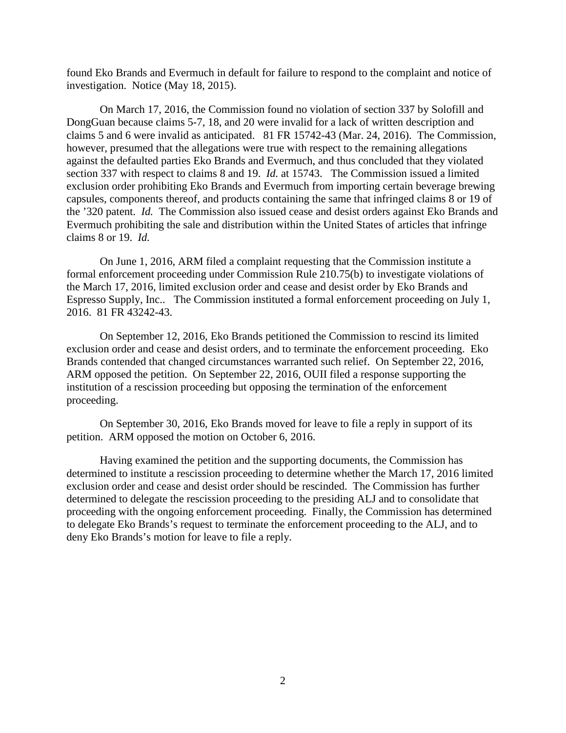found Eko Brands and Evermuch in default for failure to respond to the complaint and notice of investigation. Notice (May 18, 2015).

On March 17, 2016, the Commission found no violation of section 337 by Solofill and DongGuan because claims 5-7, 18, and 20 were invalid for a lack of written description and claims 5 and 6 were invalid as anticipated. 81 FR 15742-43 (Mar. 24, 2016). The Commission, however, presumed that the allegations were true with respect to the remaining allegations against the defaulted parties Eko Brands and Evermuch, and thus concluded that they violated section 337 with respect to claims 8 and 19. *Id.* at 15743. The Commission issued a limited exclusion order prohibiting Eko Brands and Evermuch from importing certain beverage brewing capsules, components thereof, and products containing the same that infringed claims 8 or 19 of the ’320 patent. *Id.* The Commission also issued cease and desist orders against Eko Brands and Evermuch prohibiting the sale and distribution within the United States of articles that infringe claims 8 or 19. *Id.*

On June 1, 2016, ARM filed a complaint requesting that the Commission institute a formal enforcement proceeding under Commission Rule 210.75(b) to investigate violations of the March 17, 2016, limited exclusion order and cease and desist order by Eko Brands and Espresso Supply, Inc.. The Commission instituted a formal enforcement proceeding on July 1, 2016. 81 FR 43242-43.

On September 12, 2016, Eko Brands petitioned the Commission to rescind its limited exclusion order and cease and desist orders, and to terminate the enforcement proceeding. Eko Brands contended that changed circumstances warranted such relief. On September 22, 2016, ARM opposed the petition. On September 22, 2016, OUII filed a response supporting the institution of a rescission proceeding but opposing the termination of the enforcement proceeding.

On September 30, 2016, Eko Brands moved for leave to file a reply in support of its petition. ARM opposed the motion on October 6, 2016.

Having examined the petition and the supporting documents, the Commission has determined to institute a rescission proceeding to determine whether the March 17, 2016 limited exclusion order and cease and desist order should be rescinded. The Commission has further determined to delegate the rescission proceeding to the presiding ALJ and to consolidate that proceeding with the ongoing enforcement proceeding. Finally, the Commission has determined to delegate Eko Brands’s request to terminate the enforcement proceeding to the ALJ, and to deny Eko Brands’s motion for leave to file a reply.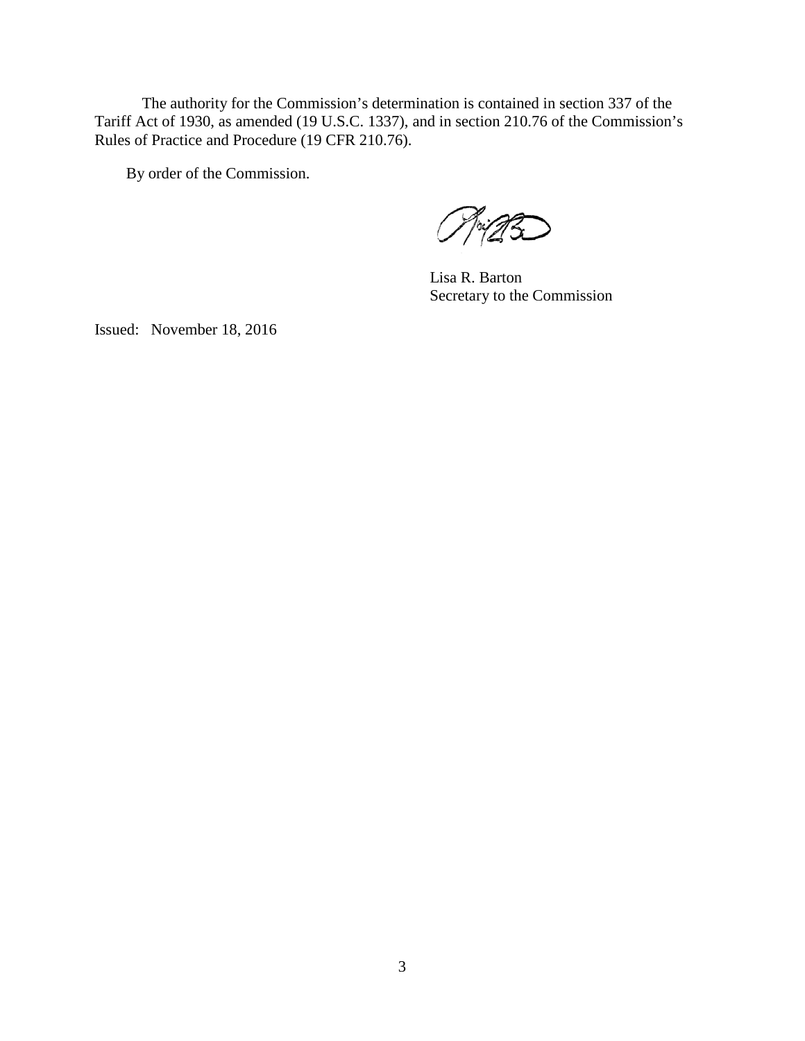The authority for the Commission's determination is contained in section 337 of the Tariff Act of 1930, as amended (19 U.S.C. 1337), and in section 210.76 of the Commission's Rules of Practice and Procedure (19 CFR 210.76).

By order of the Commission.

Lisa R. Barton
Secretary to the Commission

Issued: November 18, 2016